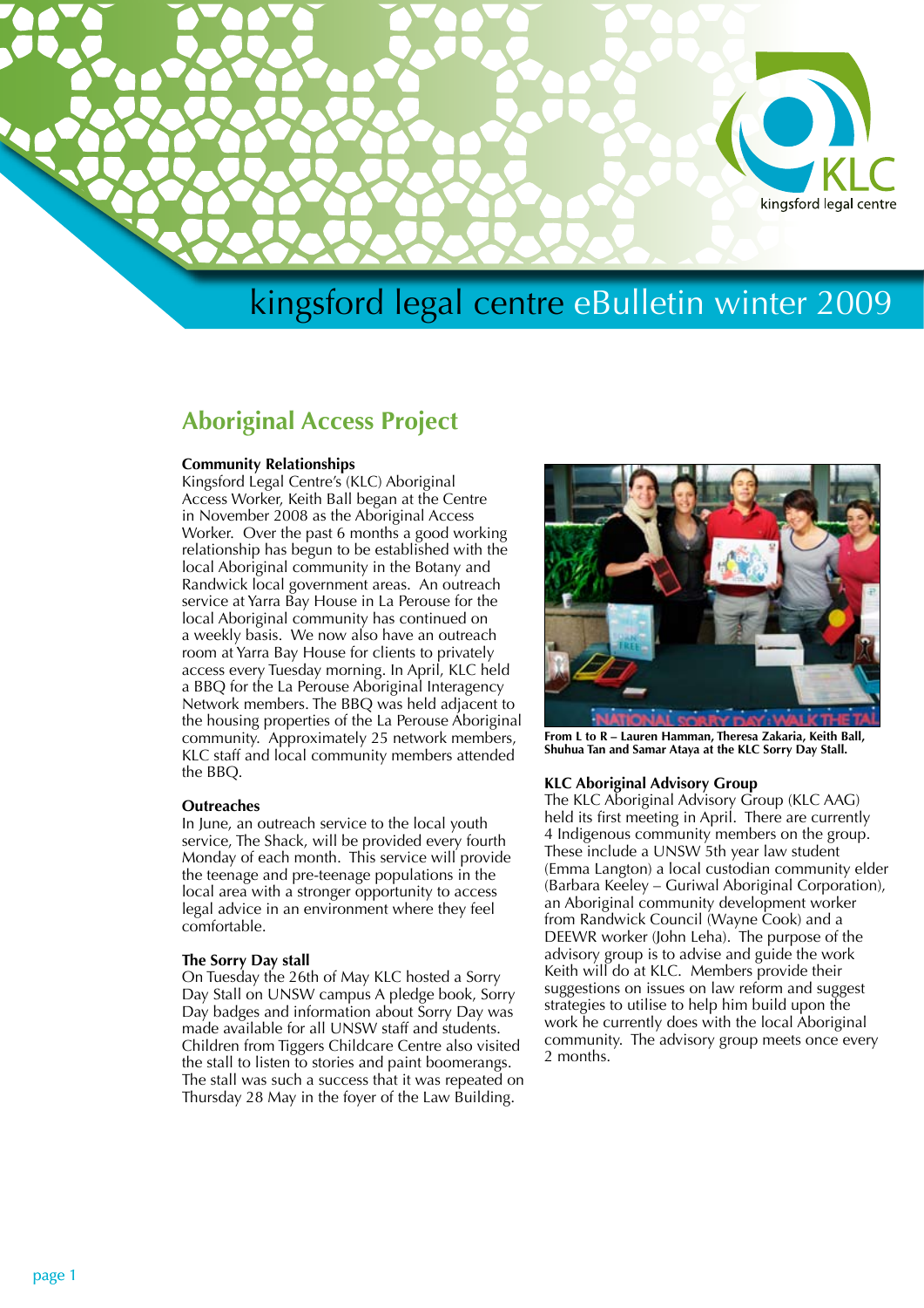# kingsford legal centre eBulletin winter 2009

## Aboriginal Access Project

### Community Relationships

Kingsford Legal Centre's (KLC) Aboriginal Access Worker, Keith Ball began at the Centre in November 2008 as the Aboriginal Access Worker. Over the past 6 months a good working relationship has begun to be established with the local Aboriginal community in the Botany and Randwick local government areas. An outreach service at Yarra Bay House in La Perouse for the local Aboriginal community has continued on a weekly basis. We now also have an outreach room at Yarra Bay House for clients to privately access every Tuesday morning. In April, KLC held a BBQ for the La Perouse Aboriginal Interagency Network members. The BBQ was held adjacent to the housing properties of the La Perouse Aboriginal community. Approximately 25 network members, KLC staff and local community members attended the BBQ.

### Outreaches

In June, an outreach service to the local youth service, The Shack, will be provided every fourth Monday of each month. This service will provide the teenage and pre-teenage populations in the local area with a stronger opportunity to access legal advice in an environment where they feel comfortable.

### The Sorry Day stall

On Tuesday the 26th of May KLC hosted a Sorry Day Stall on UNSW campus A pledge book, Sorry Day badges and information about Sorry Day was made available for all UNSW staff and students. Children from Tiggers Childcare Centre also visited the stall to listen to stories and paint boomerangs. The stall was such a success that it was repeated on Thursday 28 May in the foyer of the Law Building.

**From L to R – Lauren Hamman, Theresa Zakaria, Keith Ball, Shuhua Tan and Samar Ataya at the KLC Sorry Day Stall.**

### KLC Aboriginal Advisory Group

The KLC Aboriginal Advisory Group (KLC AAG) held its first meeting in April. There are currently 4 Indigenous community members on the group. These include a UNSW 5th year law student (Emma Langton) a local custodian community elder (Barbara Keeley – Guriwal Aboriginal Corporation), an Aboriginal community development worker from Randwick Council (Wayne Cook) and a DEEWR worker (John Leha). The purpose of the advisory group is to advise and guide the work Keith will do at KLC. Members provide their suggestions on issues on law reform and suggest strategies to utilise to help him build upon the work he currently does with the local Aboriginal community. The advisory group meets once every 2 months.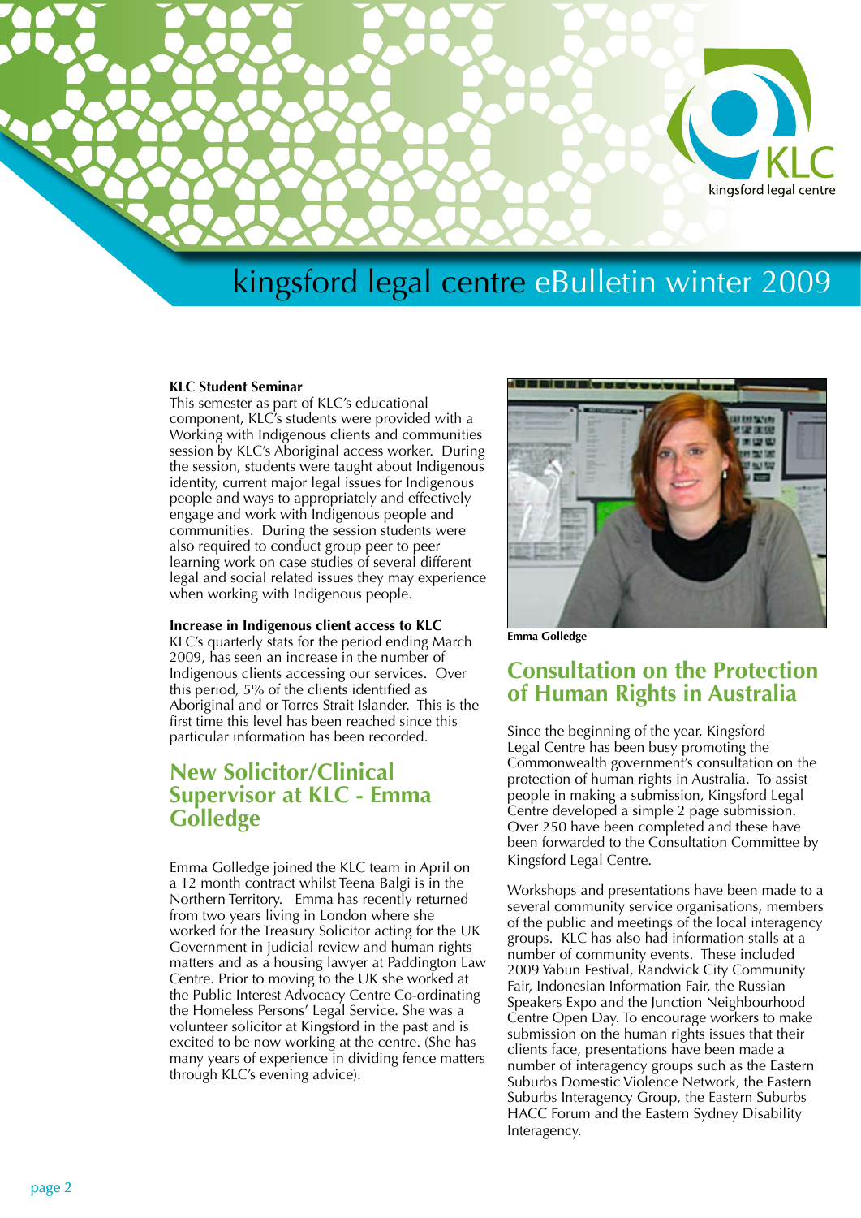# kingsford legal centre eBulletin winter 2009

**KLC Student Seminar**

This semester as part of KLC's educational component, KLC's students were provided with a Working with Indigenous clients and communities session by KLC's Aboriginal access worker. During the session, students were taught about Indigenous identity, current major legal issues for Indigenous people and ways to appropriately and effectively engage and work with Indigenous people and communities. During the session students were also required to conduct group peer to peer learning work on case studies of several different legal and social related issues they may experience when working with Indigenous people.

**Increase in Indigenous client access to KLC**

KLC's quarterly stats for the period ending March 2009, has seen an increase in the number of Indigenous clients accessing our services. Over this period, 5% of the clients identified as Aboriginal and or Torres Strait Islander. This is the first time this level has been reached since this particular information has been recorded.

## New Solicitor/Clinical Supervisor at KLC - Emma Golledge

Emma Golledge joined the KLC team in April on a 12 month contract whilst Teena Balgi is in the Northern Territory. Emma has recently returned from two years living in London where she worked for the Treasury Solicitor acting for the UK Government in judicial review and human rights matters and as a housing lawyer at Paddington Law Centre. Prior to moving to the UK she worked at the Public Interest Advocacy Centre Co-ordinating the Homeless Persons' Legal Service. She was a volunteer solicitor at Kingsford in the past and is excited to be now working at the centre. (She has many years of experience in dividing fence matters through KLC's evening advice).

**Emma Golledge**

## Consultation on the Protection of Human Rights in Australia

Since the beginning of the year, Kingsford Legal Centre has been busy promoting the Commonwealth government's consultation on the protection of human rights in Australia. To assist people in making a submission, Kingsford Legal Centre developed a simple 2 page submission. Over 250 have been completed and these have been forwarded to the Consultation Committee by Kingsford Legal Centre.

Workshops and presentations have been made to a several community service organisations, members of the public and meetings of the local interagency groups. KLC has also had information stalls at a number of community events. These included 2009 Yabun Festival, Randwick City Community Fair, Indonesian Information Fair, the Russian Speakers Expo and the Junction Neighbourhood Centre Open Day. To encourage workers to make submission on the human rights issues that their clients face, presentations have been made a number of interagency groups such as the Eastern Suburbs Domestic Violence Network, the Eastern Suburbs Interagency Group, the Eastern Suburbs HACC Forum and the Eastern Sydney Disability Interagency.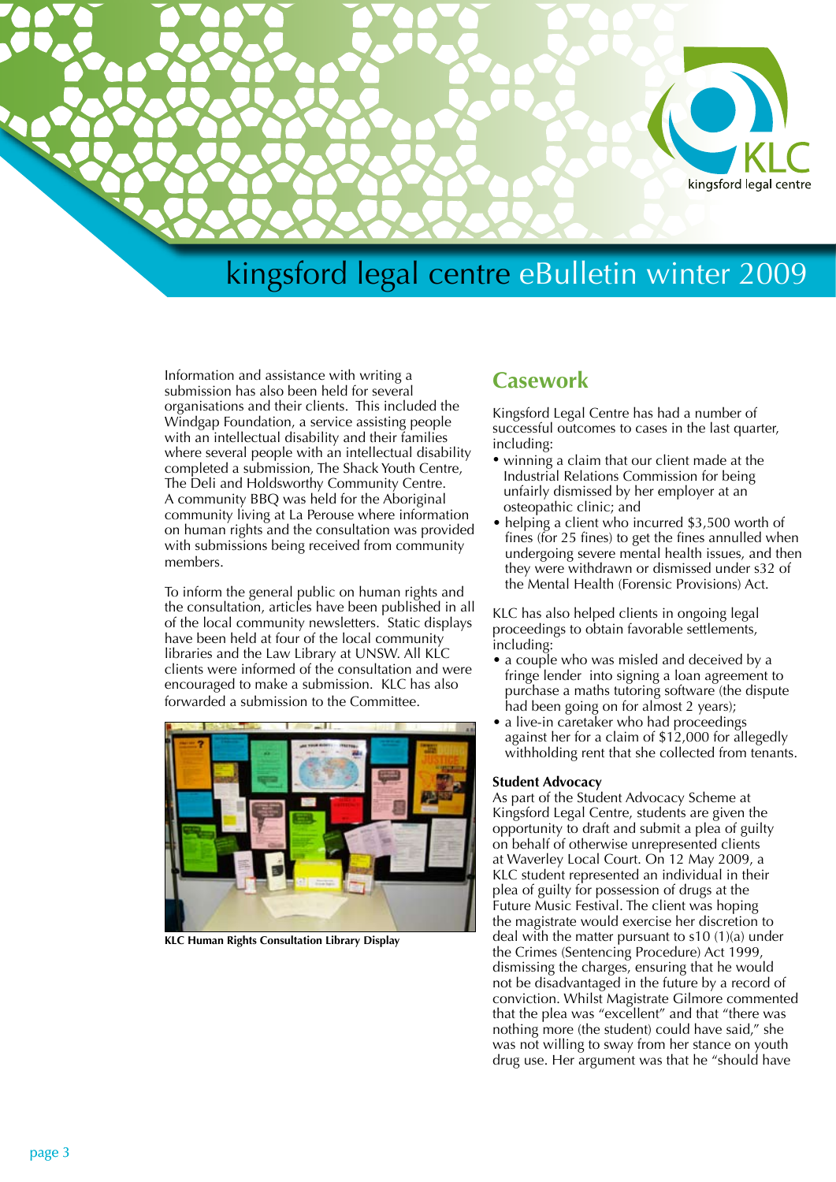Information and assistance with writing a submission has also been held for several organisations and their clients. This included the Windgap Foundation, a service assisting people with an intellectual disability and their families where several people with an intellectual disability completed a submission, The Shack Youth Centre, The Deli and Holdsworthy Community Centre. A community BBQ was held for the Aboriginal community living at La Perouse where information on human rights and the consultation was provided with submissions being received from community members.

To inform the general public on human rights and the consultation, articles have been published in all of the local community newsletters. Static displays have been held at four of the local community libraries and the Law Library at UNSW. All KLC clients were informed of the consultation and were encouraged to make a submission. KLC has also forwarded a submission to the Committee.

**KLC Human Rights Consultation Library Display**

## Casework

Kingsford Legal Centre has had a number of successful outcomes to cases in the last quarter, including:

- winning a claim that our client made at the Industrial Relations Commission for being unfairly dismissed by her employer at an osteopathic clinic; and
- helping a client who incurred $3,500 worth of fines (for 25 fines) to get the fines annulled when undergoing severe mental health issues, and then they were withdrawn or dismissed under s32 of the Mental Health (Forensic Provisions) Act.

KLC has also helped clients in ongoing legal proceedings to obtain favorable settlements, including:

- a couple who was misled and deceived by a fringe lender into signing a loan agreement to purchase a maths tutoring software (the dispute had been going on for almost 2 years);
- a live-in caretaker who had proceedings against her for a claim of $12,000 for allegedly withholding rent that she collected from tenants.

### Student Advocacy

As part of the Student Advocacy Scheme at Kingsford Legal Centre, students are given the opportunity to draft and submit a plea of guilty on behalf of otherwise unrepresented clients at Waverley Local Court. On 12 May 2009, a KLC student represented an individual in their plea of guilty for possession of drugs at the Future Music Festival. The client was hoping the magistrate would exercise her discretion to deal with the matter pursuant to s10 (1)(a) under the Crimes (Sentencing Procedure) Act 1999, dismissing the charges, ensuring that he would not be disadvantaged in the future by a record of conviction. Whilst Magistrate Gilmore commented that the plea was "excellent" and that "there was nothing more (the student) could have said," she was not willing to sway from her stance on youth drug use. Her argument was that he "should have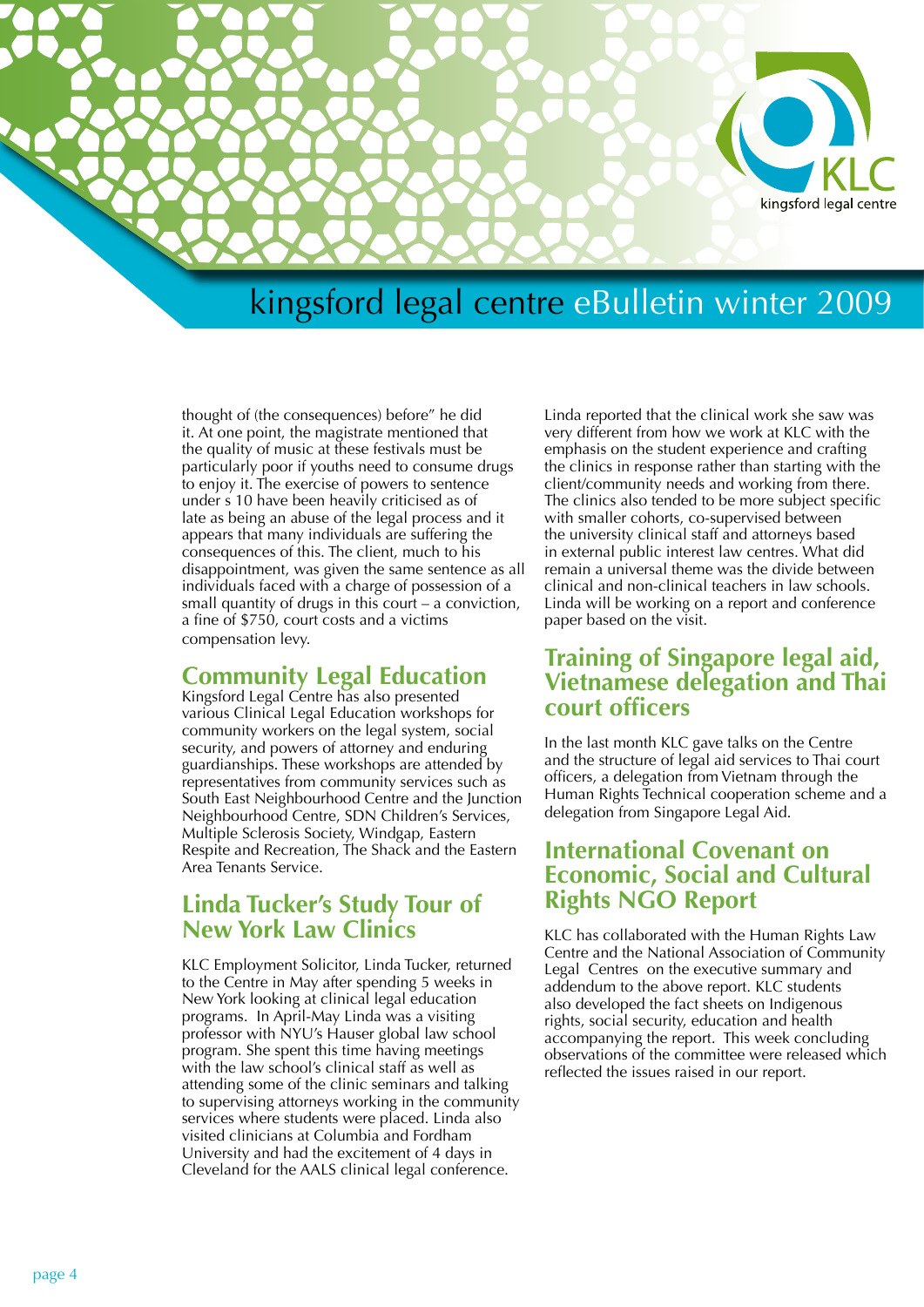thought of (the consequences) before" he did it. At one point, the magistrate mentioned that the quality of music at these festivals must be particularly poor if youths need to consume drugs to enjoy it. The exercise of powers to sentence under s 10 have been heavily criticised as of late as being an abuse of the legal process and it appears that many individuals are suffering the consequences of this. The client, much to his disappointment, was given the same sentence as all individuals faced with a charge of possession of a small quantity of drugs in this court – a conviction, a fine of $750, court costs and a victims compensation levy.

## Community Legal Education

Kingsford Legal Centre has also presented various Clinical Legal Education workshops for community workers on the legal system, social security, and powers of attorney and enduring guardianships. These workshops are attended by representatives from community services such as South East Neighbourhood Centre and the Junction Neighbourhood Centre, SDN Children's Services, Multiple Sclerosis Society, Windgap, Eastern Respite and Recreation, The Shack and the Eastern Area Tenants Service.

## Linda Tucker's Study Tour of New York Law Clinics

KLC Employment Solicitor, Linda Tucker, returned to the Centre in May after spending 5 weeks in New York looking at clinical legal education programs. In April-May Linda was a visiting professor with NYU's Hauser global law school program. She spent this time having meetings with the law school's clinical staff as well as attending some of the clinic seminars and talking to supervising attorneys working in the community services where students were placed. Linda also visited clinicians at Columbia and Fordham University and had the excitement of 4 days in Cleveland for the AALS clinical legal conference.

Linda reported that the clinical work she saw was very different from how we work at KLC with the emphasis on the student experience and crafting the clinics in response rather than starting with the client/community needs and working from there. The clinics also tended to be more subject specific with smaller cohorts, co-supervised between the university clinical staff and attorneys based in external public interest law centres. What did remain a universal theme was the divide between clinical and non-clinical teachers in law schools. Linda will be working on a report and conference paper based on the visit.

## Training of Singapore legal aid, Vietnamese delegation and Thai court officers

In the last month KLC gave talks on the Centre and the structure of legal aid services to Thai court officers, a delegation from Vietnam through the Human Rights Technical cooperation scheme and a delegation from Singapore Legal Aid.

## International Covenant on Economic, Social and Cultural Rights NGO Report

KLC has collaborated with the Human Rights Law Centre and the National Association of Community Legal Centres on the executive summary and addendum to the above report. KLC students also developed the fact sheets on Indigenous rights, social security, education and health accompanying the report. This week concluding observations of the committee were released which reflected the issues raised in our report.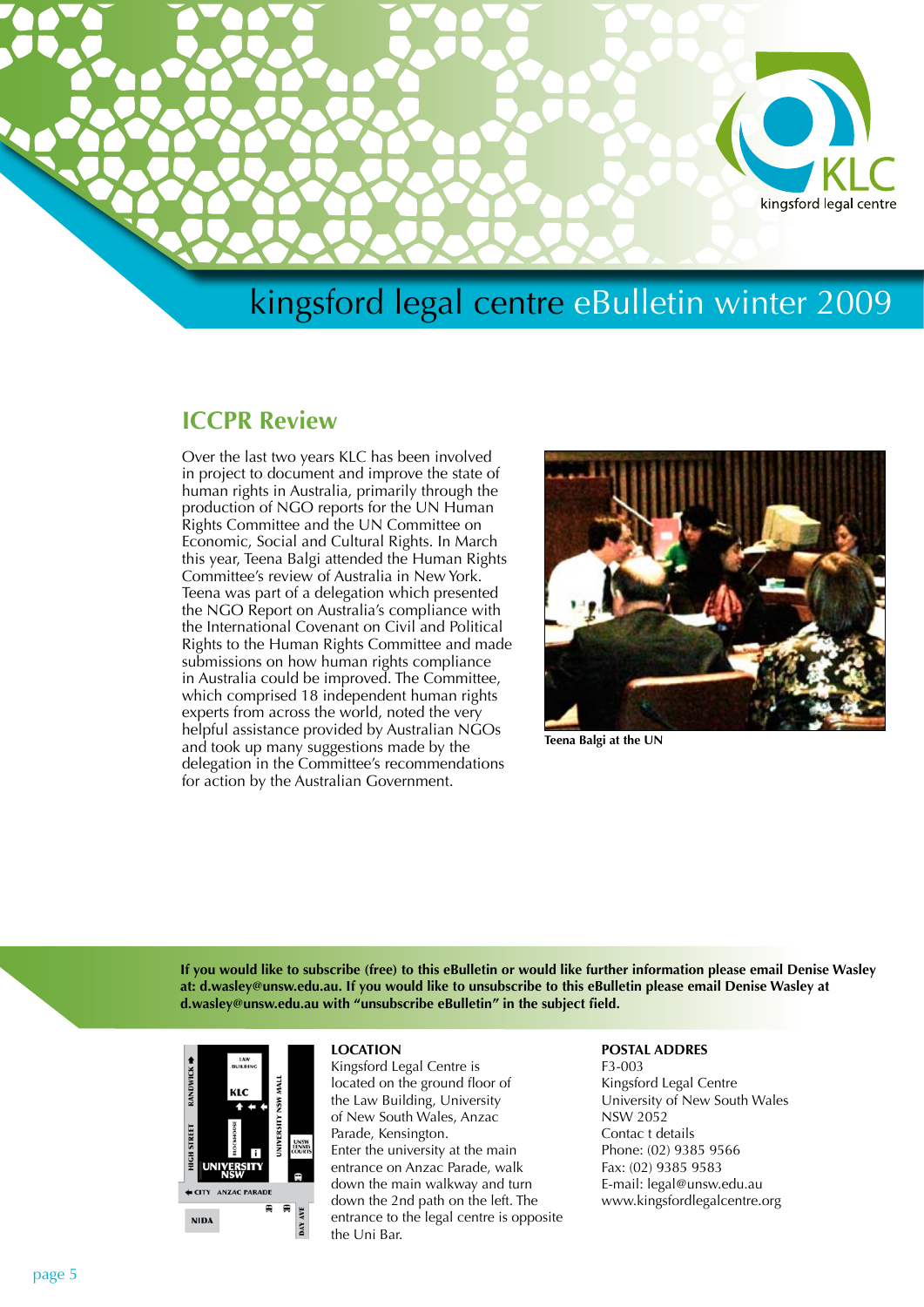# kingsford legal centre eBulletin winter 2009

## ICCPR Review

Over the last two years KLC has been involved in project to document and improve the state of human rights in Australia, primarily through the production of NGO reports for the UN Human Rights Committee and the UN Committee on Economic, Social and Cultural Rights. In March this year, Teena Balgi attended the Human Rights Committee's review of Australia in New York. Teena was part of a delegation which presented the NGO Report on Australia's compliance with the International Covenant on Civil and Political Rights to the Human Rights Committee and made submissions on how human rights compliance in Australia could be improved. The Committee, which comprised 18 independent human rights experts from across the world, noted the very helpful assistance provided by Australian NGOs and took up many suggestions made by the delegation in the Committee's recommendations for action by the Australian Government.

**Teena Balgi at the UN**

**If you would like to subscribe (free) to this eBulletin or would like further information please email Denise Wasley at: d.wasley@unsw.edu.au. If you would like to unsubscribe to this eBulletin please email Denise Wasley at d.wasley@unsw.edu.au with "unsubscribe eBulletin" in the subject field.**

**LOCATION**

Kingsford Legal Centre is located on the ground floor of the Law Building, University of New South Wales, Anzac Parade, Kensington.
Enter the university at the main entrance on Anzac Parade, walk down the main walkway and turn down the 2nd path on the left. The entrance to the legal centre is opposite the Uni Bar.

**POSTAL ADDRES**

F3-003
Kingsford Legal Centre
University of New South Wales
NSW 2052
Contac t details
Phone: (02) 9385 9566
Fax: (02) 9385 9583
E-mail: legal@unsw.edu.au
www.kingsfordlegalcentre.org